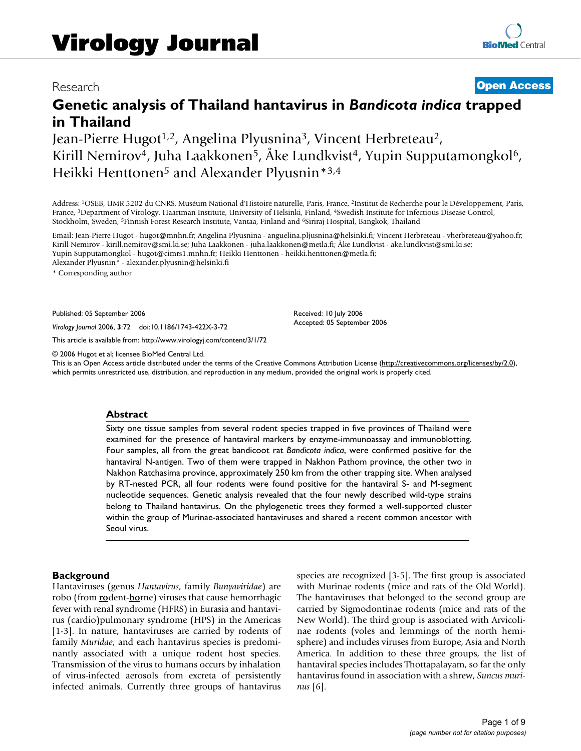# Genetic analysis of Thailand hantavirus in *Bandicota indica* trapped in Thailand

Research | **Open Access**

Jean-Pierre Hugot[1,2], Angelina Plyusnina[3], Vincent Herbreteau[2], Kirill Nemirov[4], Juha Laakkonen[5], Åke Lundkvist[4], Yupin Supputamongkol[6], Heikki Henttonen[5] and Alexander Plyusnin*[3,4]

Address: [1]OSEB, UMR 5202 du CNRS, Muséum National d'Histoire naturelle, Paris, France, [2]Institut de Recherche pour le Développement, Paris, France, [3]Department of Virology, Haartman Institute, University of Helsinki, Finland, [4]Swedish Institute for Infectious Disease Control, Stockholm, Sweden, [5]Finnish Forest Research Institute, Vantaa, Finland and [6]Siriraj Hospital, Bangkok, Thailand

Email: Jean-Pierre Hugot - hugot@mnhn.fr; Angelina Plyusnina - anguelina.pljusnina@helsinki.fi; Vincent Herbreteau - vherbreteau@yahoo.fr; Kirill Nemirov - kirill.nemirov@smi.ki.se; Juha Laakkonen - juha.laakkonen@metla.fi; Åke Lundkvist - ake.lundkvist@smi.ki.se; Yupin Supputamongkol - hugot@cimrs1.mnhn.fr; Heikki Henttonen - heikki.henttonen@metla.fi; Alexander Plyusnin* - alexander.plyusnin@helsinki.fi

\* Corresponding author

Published: 05 September 2006

*Virology Journal* 2006, **3**:72 doi:10.1186/1743-422X-3-72

Received: 10 July 2006
Accepted: 05 September 2006

This article is available from: http://www.virologyj.com/content/3/1/72

© 2006 Hugot et al; licensee BioMed Central Ltd.
This is an Open Access article distributed under the terms of the Creative Commons Attribution License (http://creativecommons.org/licenses/by/2.0), which permits unrestricted use, distribution, and reproduction in any medium, provided the original work is properly cited.

## Abstract

Sixty one tissue samples from several rodent species trapped in five provinces of Thailand were examined for the presence of hantaviral markers by enzyme-immunoassay and immunoblotting. Four samples, all from the great bandicoot rat *Bandicota indica*, were confirmed positive for the hantaviral N-antigen. Two of them were trapped in Nakhon Pathom province, the other two in Nakhon Ratchasima province, approximately 250 km from the other trapping site. When analysed by RT-nested PCR, all four rodents were found positive for the hantaviral S- and M-segment nucleotide sequences. Genetic analysis revealed that the four newly described wild-type strains belong to Thailand hantavirus. On the phylogenetic trees they formed a well-supported cluster within the group of Murinae-associated hantaviruses and shared a recent common ancestor with Seoul virus.

## Background

Hantaviruses (genus *Hantavirus*, family *Bunyaviridae*) are robo (from **ro**dent-**bo**rne) viruses that cause hemorrhagic fever with renal syndrome (HFRS) in Eurasia and hantavirus (cardio)pulmonary syndrome (HPS) in the Americas [1-3]. In nature, hantaviruses are carried by rodents of family *Muridae*, and each hantavirus species is predominantly associated with a unique rodent host species. Transmission of the virus to humans occurs by inhalation of virus-infected aerosols from excreta of persistently infected animals. Currently three groups of hantavirus species are recognized [3-5]. The first group is associated with Murinae rodents (mice and rats of the Old World). The hantaviruses that belonged to the second group are carried by Sigmodontinae rodents (mice and rats of the New World). The third group is associated with Arvicolinae rodents (voles and lemmings of the north hemisphere) and includes viruses from Europe, Asia and North America. In addition to these three groups, the list of hantaviral species includes Thottapalayam, so far the only hantavirus found in association with a shrew, *Suncus murinus* [6].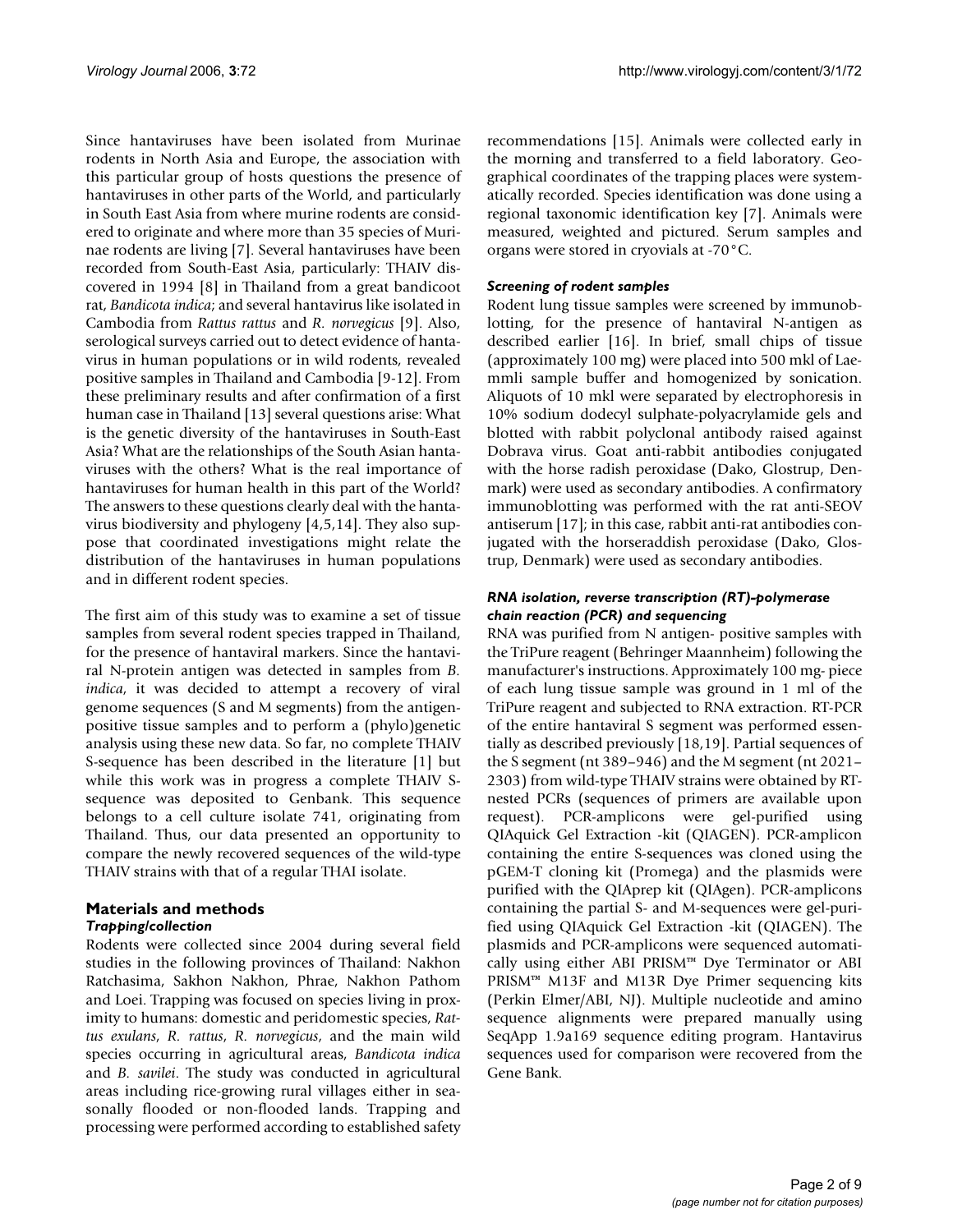Since hantaviruses have been isolated from Murinae rodents in North Asia and Europe, the association with this particular group of hosts questions the presence of hantaviruses in other parts of the World, and particularly in South East Asia from where murine rodents are considered to originate and where more than 35 species of Murinae rodents are living [7]. Several hantaviruses have been recorded from South-East Asia, particularly: THAIV discovered in 1994 [8] in Thailand from a great bandicoot rat, *Bandicota indica*; and several hantavirus like isolated in Cambodia from *Rattus rattus* and *R. norvegicus* [9]. Also, serological surveys carried out to detect evidence of hantavirus in human populations or in wild rodents, revealed positive samples in Thailand and Cambodia [9-12]. From these preliminary results and after confirmation of a first human case in Thailand [13] several questions arise: What is the genetic diversity of the hantaviruses in South-East Asia? What are the relationships of the South Asian hantaviruses with the others? What is the real importance of hantaviruses for human health in this part of the World? The answers to these questions clearly deal with the hantavirus biodiversity and phylogeny [4,5,14]. They also suppose that coordinated investigations might relate the distribution of the hantaviruses in human populations and in different rodent species.

The first aim of this study was to examine a set of tissue samples from several rodent species trapped in Thailand, for the presence of hantaviral markers. Since the hantaviral N-protein antigen was detected in samples from *B. indica*, it was decided to attempt a recovery of viral genome sequences (S and M segments) from the antigen-positive tissue samples and to perform a (phylo)genetic analysis using these new data. So far, no complete THAIV S-sequence has been described in the literature [1] but while this work was in progress a complete THAIV S-sequence was deposited to Genbank. This sequence belongs to a cell culture isolate 741, originating from Thailand. Thus, our data presented an opportunity to compare the newly recovered sequences of the wild-type THAIV strains with that of a regular THAI isolate.

## Materials and methods

### *Trapping/collection*

Rodents were collected since 2004 during several field studies in the following provinces of Thailand: Nakhon Ratchasima, Sakhon Nakhon, Phrae, Nakhon Pathom and Loei. Trapping was focused on species living in proximity to humans: domestic and peridomestic species, *Rattus exulans*, *R. rattus*, *R. norvegicus*, and the main wild species occurring in agricultural areas, *Bandicota indica* and *B. savilei*. The study was conducted in agricultural areas including rice-growing rural villages either in seasonally flooded or non-flooded lands. Trapping and processing were performed according to established safety recommendations [15]. Animals were collected early in the morning and transferred to a field laboratory. Geographical coordinates of the trapping places were systematically recorded. Species identification was done using a regional taxonomic identification key [7]. Animals were measured, weighted and pictured. Serum samples and organs were stored in cryovials at -70°C.

### *Screening of rodent samples*

Rodent lung tissue samples were screened by immunoblotting, for the presence of hantaviral N-antigen as described earlier [16]. In brief, small chips of tissue (approximately 100 mg) were placed into 500 mkl of Laemmli sample buffer and homogenized by sonication. Aliquots of 10 mkl were separated by electrophoresis in 10% sodium dodecyl sulphate-polyacrylamide gels and blotted with rabbit polyclonal antibody raised against Dobrava virus. Goat anti-rabbit antibodies conjugated with the horse radish peroxidase (Dako, Glostrup, Denmark) were used as secondary antibodies. A confirmatory immunoblotting was performed with the rat anti-SEOV antiserum [17]; in this case, rabbit anti-rat antibodies conjugated with the horseraddish peroxidase (Dako, Glostrup, Denmark) were used as secondary antibodies.

### *RNA isolation, reverse transcription (RT)-polymerase chain reaction (PCR) and sequencing*

RNA was purified from N antigen- positive samples with the TriPure reagent (Behringer Maannheim) following the manufacturer's instructions. Approximately 100 mg- piece of each lung tissue sample was ground in 1 ml of the TriPure reagent and subjected to RNA extraction. RT-PCR of the entire hantaviral S segment was performed essentially as described previously [18,19]. Partial sequences of the S segment (nt 389–946) and the M segment (nt 2021–2303) from wild-type THAIV strains were obtained by RT-nested PCRs (sequences of primers are available upon request). PCR-amplicons were gel-purified using QIAquick Gel Extraction -kit (QIAGEN). PCR-amplicon containing the entire S-sequences was cloned using the pGEM-T cloning kit (Promega) and the plasmids were purified with the QIAprep kit (QIAgen). PCR-amplicons containing the partial S- and M-sequences were gel-purified using QIAquick Gel Extraction -kit (QIAGEN). The plasmids and PCR-amplicons were sequenced automatically using either ABI PRISM™ Dye Terminator or ABI PRISM™ M13F and M13R Dye Primer sequencing kits (Perkin Elmer/ABI, NJ). Multiple nucleotide and amino sequence alignments were prepared manually using SeqApp 1.9a169 sequence editing program. Hantavirus sequences used for comparison were recovered from the Gene Bank.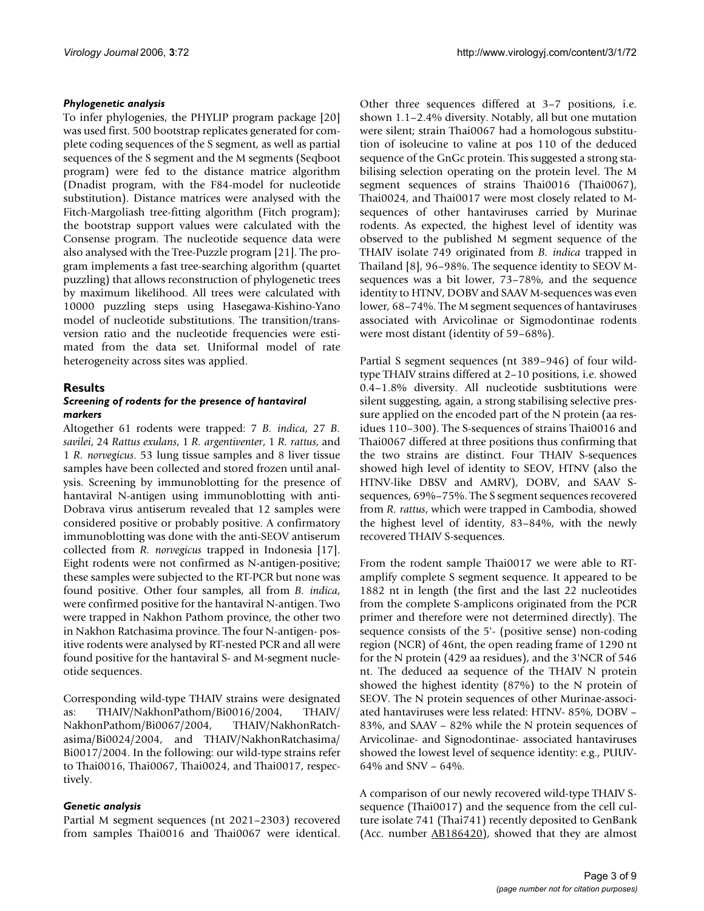### *Phylogenetic analysis*

To infer phylogenies, the PHYLIP program package [20] was used first. 500 bootstrap replicates generated for complete coding sequences of the S segment, as well as partial sequences of the S and the M segments (Seqboot program) were fed to the distance matrice algorithm (Dnadist program, with the F84-model for nucleotide substitution). Distance matrices were analysed with the Fitch-Margoliash tree-fitting algorithm (Fitch program); the bootstrap support values were calculated with the Consense program. The nucleotide sequence data were also analysed with the Tree-Puzzle program [21]. The program implements a fast tree-searching algorithm (quartet puzzling) that allows reconstruction of phylogenetic trees by maximum likelihood. All trees were calculated with 10000 puzzling steps using Hasegawa-Kishino-Yano model of nucleotide substitutions. The transition/transversion ratio and the nucleotide frequencies were estimated from the data set. Uniformal model of rate heterogeneity across sites was applied.

## Results

### *Screening of rodents for the presence of hantaviral markers*

Altogether 61 rodents were trapped: 7 *B. indica*, 27 *B. savilei*, 24 *Rattus exulans*, 1 *R. argentiventer*, 1 *R. rattus*, and 1 *R. norvegicus*. 53 lung tissue samples and 8 liver tissue samples have been collected and stored frozen until analysis. Screening by immunoblotting for the presence of hantaviral N-antigen using immunoblotting with anti-Dobrava virus antiserum revealed that 12 samples were considered positive or probably positive. A confirmatory immunoblotting was done with the anti-SEOV antiserum collected from *R. norvegicus* trapped in Indonesia [17]. Eight rodents were not confirmed as N-antigen-positive; these samples were subjected to the RT-PCR but none was found positive. Other four samples, all from *B. indica*, were confirmed positive for the hantaviral N-antigen. Two were trapped in Nakhon Pathom province, the other two in Nakhon Ratchasima province. The four N-antigen- positive rodents were analysed by RT-nested PCR and all were found positive for the hantaviral S- and M-segment nucleotide sequences.

Corresponding wild-type THAIV strains were designated as: THAIV/NakhonPathom/Bi0016/2004, THAIV/NakhonPathom/Bi0067/2004, THAIV/NakhonRatchasima/Bi0024/2004, and THAIV/NakhonRatchasima/Bi0017/2004. In the following: our wild-type strains refer to Thai0016, Thai0067, Thai0024, and Thai0017, respectively.

### *Genetic analysis*

Partial M segment sequences (nt 2021–2303) recovered from samples Thai0016 and Thai0067 were identical. Other three sequences differed at 3–7 positions, i.e. shown 1.1–2.4% diversity. Notably, all but one mutation were silent; strain Thai0067 had a homologous substitution of isoleucine to valine at pos 110 of the deduced sequence of the GnGc protein. This suggested a strong stabilising selection operating on the protein level. The M segment sequences of strains Thai0016 (Thai0067), Thai0024, and Thai0017 were most closely related to M-sequences of other hantaviruses carried by Murinae rodents. As expected, the highest level of identity was observed to the published M segment sequence of the THAIV isolate 749 originated from *B. indica* trapped in Thailand [8], 96–98%. The sequence identity to SEOV M-sequences was a bit lower, 73–78%, and the sequence identity to HTNV, DOBV and SAAV M-sequences was even lower, 68–74%. The M segment sequences of hantaviruses associated with Arvicolinae or Sigmodontinae rodents were most distant (identity of 59–68%).

Partial S segment sequences (nt 389–946) of four wild-type THAIV strains differed at 2–10 positions, i.e. showed 0.4–1.8% diversity. All nucleotide susbtitutions were silent suggesting, again, a strong stabilising selective pressure applied on the encoded part of the N protein (aa residues 110–300). The S-sequences of strains Thai0016 and Thai0067 differed at three positions thus confirming that the two strains are distinct. Four THAIV S-sequences showed high level of identity to SEOV, HTNV (also the HTNV-like DBSV and AMRV), DOBV, and SAAV S-sequences, 69%–75%. The S segment sequences recovered from *R. rattus*, which were trapped in Cambodia, showed the highest level of identity, 83–84%, with the newly recovered THAIV S-sequences.

From the rodent sample Thai0017 we were able to RT-amplify complete S segment sequence. It appeared to be 1882 nt in length (the first and the last 22 nucleotides from the complete S-amplicons originated from the PCR primer and therefore were not determined directly). The sequence consists of the 5'- (positive sense) non-coding region (NCR) of 46nt, the open reading frame of 1290 nt for the N protein (429 aa residues), and the 3'NCR of 546 nt. The deduced aa sequence of the THAIV N protein showed the highest identity (87%) to the N protein of SEOV. The N protein sequences of other Murinae-associated hantaviruses were less related: HTNV- 85%, DOBV – 83%, and SAAV – 82% while the N protein sequences of Arvicolinae- and Signodontinae- associated hantaviruses showed the lowest level of sequence identity: e.g., PUUV- 64% and SNV – 64%.

A comparison of our newly recovered wild-type THAIV S-sequence (Thai0017) and the sequence from the cell culture isolate 741 (Thai741) recently deposited to GenBank (Acc. number AB186420), showed that they are almost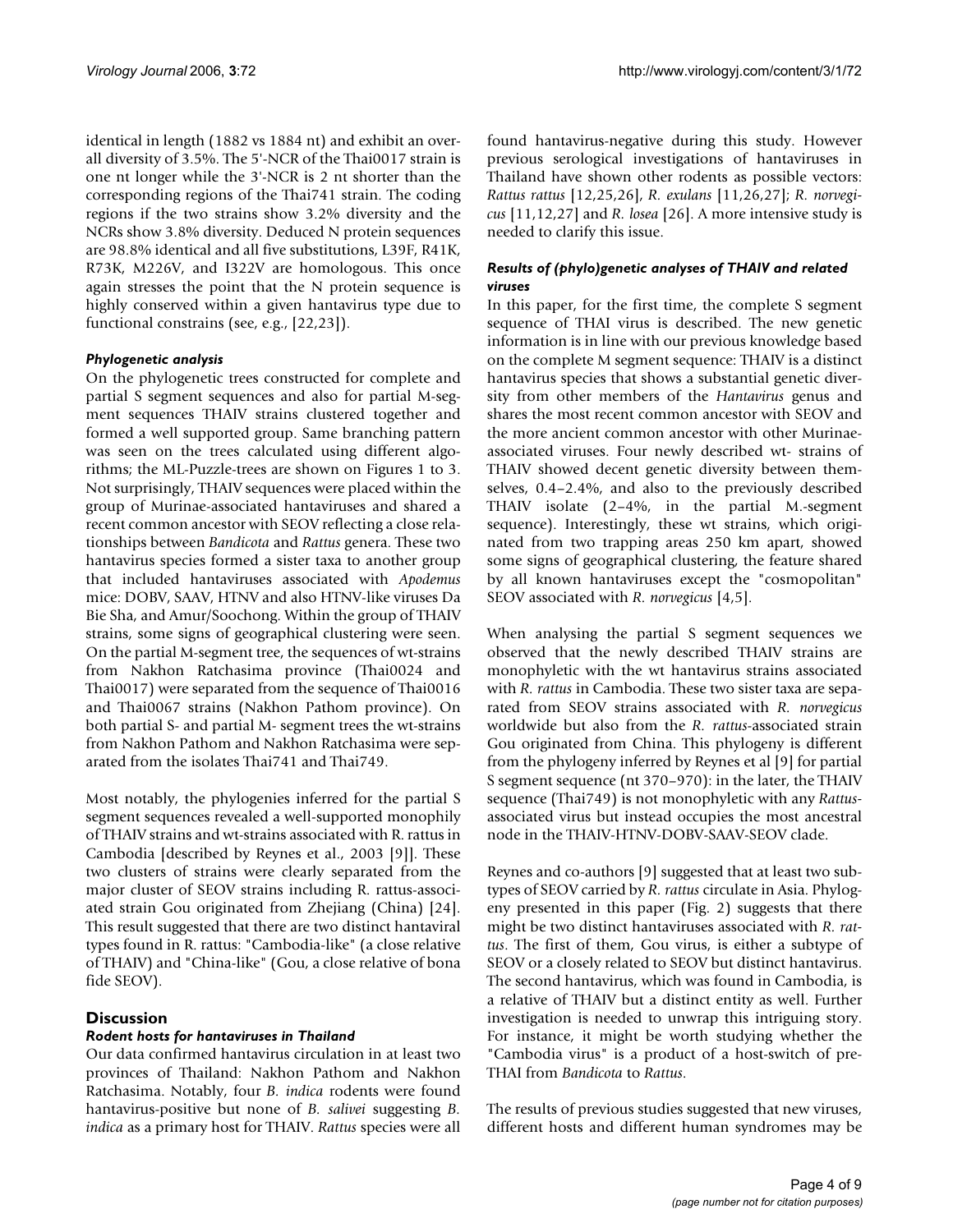identical in length (1882 vs 1884 nt) and exhibit an overall diversity of 3.5%. The 5'-NCR of the Thai0017 strain is one nt longer while the 3'-NCR is 2 nt shorter than the corresponding regions of the Thai741 strain. The coding regions if the two strains show 3.2% diversity and the NCRs show 3.8% diversity. Deduced N protein sequences are 98.8% identical and all five substitutions, L39F, R41K, R73K, M226V, and I322V are homologous. This once again stresses the point that the N protein sequence is highly conserved within a given hantavirus type due to functional constrains (see, e.g., [22,23]).

### *Phylogenetic analysis*

On the phylogenetic trees constructed for complete and partial S segment sequences and also for partial M-segment sequences THAIV strains clustered together and formed a well supported group. Same branching pattern was seen on the trees calculated using different algorithms; the ML-Puzzle-trees are shown on Figures 1 to 3. Not surprisingly, THAIV sequences were placed within the group of Murinae-associated hantaviruses and shared a recent common ancestor with SEOV reflecting a close relationships between *Bandicota* and *Rattus* genera. These two hantavirus species formed a sister taxa to another group that included hantaviruses associated with *Apodemus* mice: DOBV, SAAV, HTNV and also HTNV-like viruses Da Bie Sha, and Amur/Soochong. Within the group of THAIV strains, some signs of geographical clustering were seen. On the partial M-segment tree, the sequences of wt-strains from Nakhon Ratchasima province (Thai0024 and Thai0017) were separated from the sequence of Thai0016 and Thai0067 strains (Nakhon Pathom province). On both partial S- and partial M- segment trees the wt-strains from Nakhon Pathom and Nakhon Ratchasima were separated from the isolates Thai741 and Thai749.

Most notably, the phylogenies inferred for the partial S segment sequences revealed a well-supported monophily of THAIV strains and wt-strains associated with R. rattus in Cambodia [described by Reynes et al., 2003 [9]]. These two clusters of strains were clearly separated from the major cluster of SEOV strains including R. rattus-associated strain Gou originated from Zhejiang (China) [24]. This result suggested that there are two distinct hantaviral types found in R. rattus: "Cambodia-like" (a close relative of THAIV) and "China-like" (Gou, a close relative of bona fide SEOV).

## Discussion

### *Rodent hosts for hantaviruses in Thailand*

Our data confirmed hantavirus circulation in at least two provinces of Thailand: Nakhon Pathom and Nakhon Ratchasima. Notably, four *B. indica* rodents were found hantavirus-positive but none of *B. salivei* suggesting *B. indica* as a primary host for THAIV. *Rattus* species were all found hantavirus-negative during this study. However previous serological investigations of hantaviruses in Thailand have shown other rodents as possible vectors: *Rattus rattus* [12,25,26], *R. exulans* [11,26,27]; *R. norvegicus* [11,12,27] and *R. losea* [26]. A more intensive study is needed to clarify this issue.

### *Results of (phylo)genetic analyses of THAIV and related viruses*

In this paper, for the first time, the complete S segment sequence of THAI virus is described. The new genetic information is in line with our previous knowledge based on the complete M segment sequence: THAIV is a distinct hantavirus species that shows a substantial genetic diversity from other members of the *Hantavirus* genus and shares the most recent common ancestor with SEOV and the more ancient common ancestor with other Murinae-associated viruses. Four newly described wt- strains of THAIV showed decent genetic diversity between themselves, 0.4–2.4%, and also to the previously described THAIV isolate (2–4%, in the partial M.-segment sequence). Interestingly, these wt strains, which originated from two trapping areas 250 km apart, showed some signs of geographical clustering, the feature shared by all known hantaviruses except the "cosmopolitan" SEOV associated with *R. norvegicus* [4,5].

When analysing the partial S segment sequences we observed that the newly described THAIV strains are monophyletic with the wt hantavirus strains associated with *R. rattus* in Cambodia. These two sister taxa are separated from SEOV strains associated with *R. norvegicus* worldwide but also from the *R. rattus*-associated strain Gou originated from China. This phylogeny is different from the phylogeny inferred by Reynes et al [9] for partial S segment sequence (nt 370–970): in the later, the THAIV sequence (Thai749) is not monophyletic with any *Rattus*-associated virus but instead occupies the most ancestral node in the THAIV-HTNV-DOBV-SAAV-SEOV clade.

Reynes and co-authors [9] suggested that at least two subtypes of SEOV carried by *R. rattus* circulate in Asia. Phylogeny presented in this paper (Fig. 2) suggests that there might be two distinct hantaviruses associated with *R. rattus*. The first of them, Gou virus, is either a subtype of SEOV or a closely related to SEOV but distinct hantavirus. The second hantavirus, which was found in Cambodia, is a relative of THAIV but a distinct entity as well. Further investigation is needed to unwrap this intriguing story. For instance, it might be worth studying whether the "Cambodia virus" is a product of a host-switch of pre-THAI from *Bandicota* to *Rattus*.

The results of previous studies suggested that new viruses, different hosts and different human syndromes may be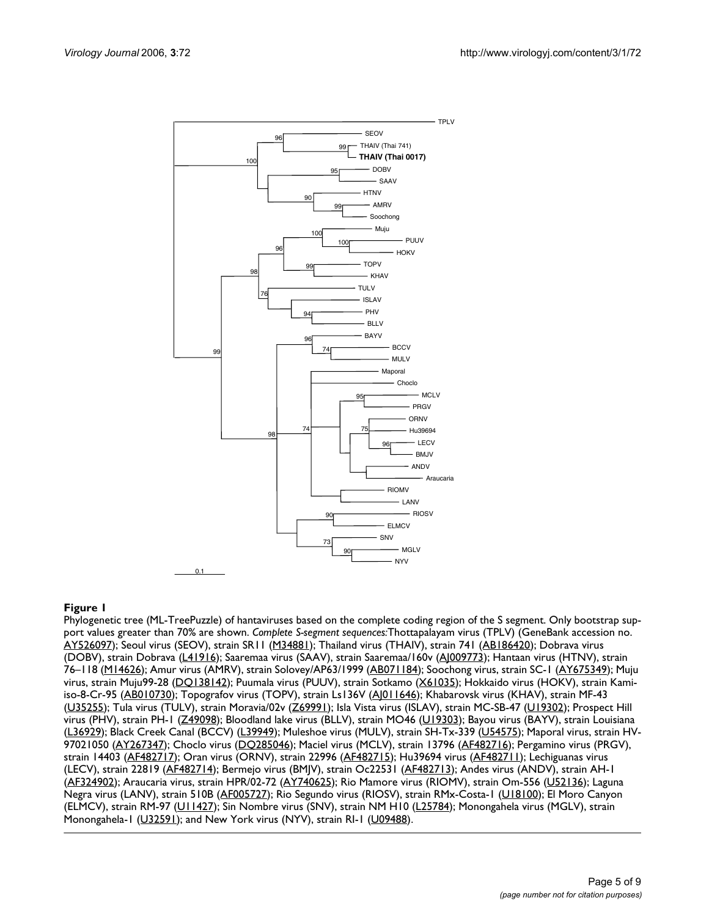**Figure 1**

Phylogenetic tree (ML-TreePuzzle) of hantaviruses based on the complete coding region of the S segment. Only bootstrap support values greater than 70% are shown. *Complete S-segment sequences:* Thottapalayam virus (TPLV) (GeneBank accession no. AY526097); Seoul virus (SEOV), strain SR11 (M34881); Thailand virus (THAIV), strain 741 (AB186420); Dobrava virus (DOBV), strain Dobrava (L41916); Saaremaa virus (SAAV), strain Saaremaa/160v (AJ009773); Hantaan virus (HTNV), strain 76–118 (M14626); Amur virus (AMRV), strain Solovey/AP63/1999 (AB071184); Soochong virus, strain SC-1 (AY675349); Muju virus, strain Muju99-28 (DQ138142); Puumala virus (PUUV), strain Sotkamo (X61035); Hokkaido virus (HOKV), strain Kamiiso-8-Cr-95 (AB010730); Topografov virus (TOPV), strain Ls136V (AJ011646); Khabarovsk virus (KHAV), strain MF-43 (U35255); Tula virus (TULV), strain Moravia/02v (Z69991); Isla Vista virus (ISLAV), strain MC-SB-47 (U19302); Prospect Hill virus (PHV), strain PH-1 (Z49098); Bloodland lake virus (BLLV), strain MO46 (U19303); Bayou virus (BAYV), strain Louisiana (L36929); Black Creek Canal (BCCV) (L39949); Muleshoe virus (MULV), strain SH-Tx-339 (U54575); Maporal virus, strain HV-97021050 (AY267347); Choclo virus (DQ285046); Maciel virus (MCLV), strain 13796 (AF482716); Pergamino virus (PRGV), strain 14403 (AF482717); Oran virus (ORNV), strain 22996 (AF482715); Hu39694 virus (AF482711); Lechiguanas virus (LECV), strain 22819 (AF482714); Bermejo virus (BMJV), strain Oc22531 (AF482713); Andes virus (ANDV), strain AH-1 (AF324902); Araucaria virus, strain HPR/02-72 (AY740625); Rio Mamore virus (RIOMV), strain Om-556 (U52136); Laguna Negra virus (LANV), strain 510B (AF005727); Rio Segundo virus (RIOSV), strain RMx-Costa-1 (U18100); El Moro Canyon (ELMCV), strain RM-97 (U11427); Sin Nombre virus (SNV), strain NM H10 (L25784); Monongahela virus (MGLV), strain Monongahela-1 (U32591); and New York virus (NYV), strain RI-1 (U09488).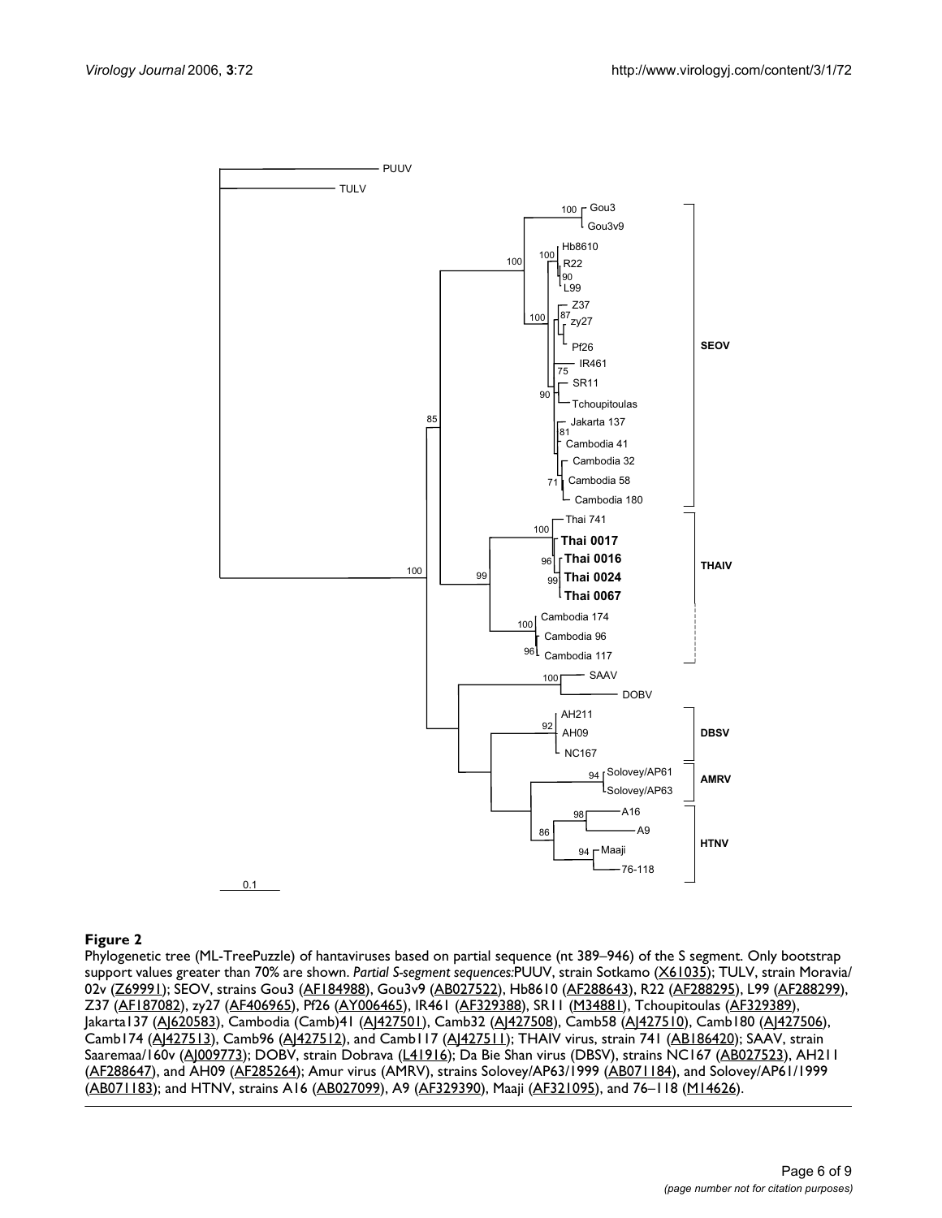**Figure 2**

Phylogenetic tree (ML-TreePuzzle) of hantaviruses based on partial sequence (nt 389–946) of the S segment. Only bootstrap support values greater than 70% are shown. *Partial S-segment sequences:*PUUV, strain Sotkamo (X61035); TULV, strain Moravia/02v (Z69991); SEOV, strains Gou3 (AF184988), Gou3v9 (AB027522), Hb8610 (AF288643), R22 (AF288295), L99 (AF288299), Z37 (AF187082), zy27 (AF406965), Pf26 (AY006465), IR461 (AF329388), SR11 (M34881), Tchoupitoulas (AF329389), Jakarta137 (AJ620583), Cambodia (Camb)41 (AJ427501), Camb32 (AJ427508), Camb58 (AJ427510), Camb180 (AJ427506), Camb174 (AJ427513), Camb96 (AJ427512), and Camb117 (AJ427511); THAIV virus, strain 741 (AB186420); SAAV, strain Saaremaa/160v (AJ009773); DOBV, strain Dobrava (L41916); Da Bie Shan virus (DBSV), strains NC167 (AB027523), AH211 (AF288647), and AH09 (AF285264); Amur virus (AMRV), strains Solovey/AP63/1999 (AB071184), and Solovey/AP61/1999 (AB071183); and HTNV, strains A16 (AB027099), A9 (AF329390), Maaji (AF321095), and 76–118 (M14626).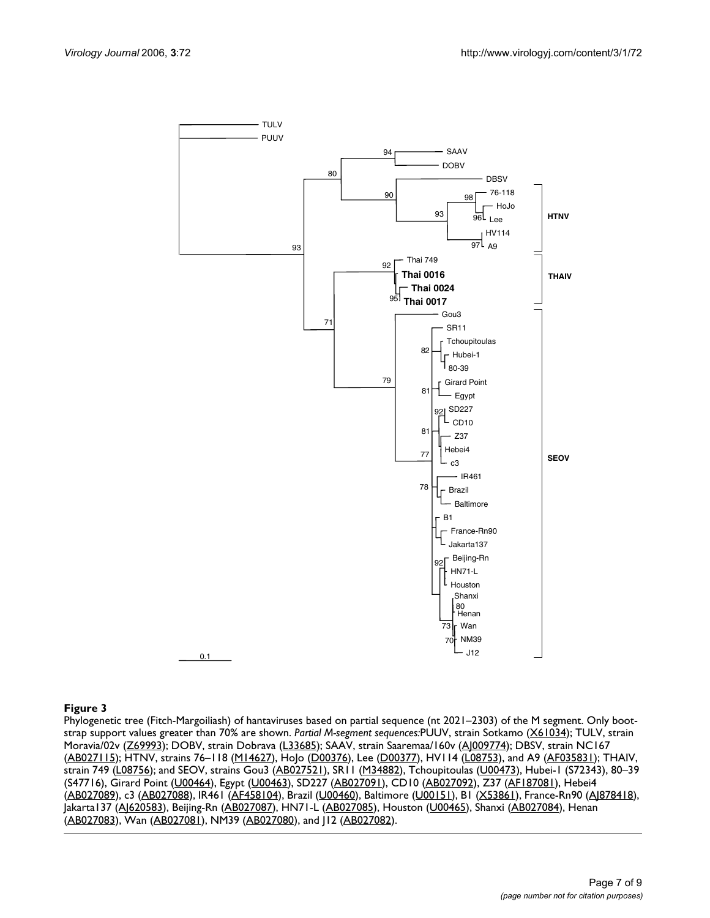**Figure 3**

Phylogenetic tree (Fitch-Margoiliash) of hantaviruses based on partial sequence (nt 2021–2303) of the M segment. Only bootstrap support values greater than 70% are shown. *Partial M-segment sequences:*PUUV, strain Sotkamo (X61034); TULV, strain Moravia/02v (Z69993); DOBV, strain Dobrava (L33685); SAAV, strain Saaremaa/160v (AJ009774); DBSV, strain NC167 (AB027115); HTNV, strains 76–118 (M14627), HoJo (D00376), Lee (D00377), HV114 (L08753), and A9 (AF035831); THAIV, strain 749 (L08756); and SEOV, strains Gou3 (AB027521), SR11 (M34882), Tchoupitoulas (U00473), Hubei-1 (S72343), 80–39 (S47716), Girard Point (U00464), Egypt (U00463), SD227 (AB027091), CD10 (AB027092), Z37 (AF187081), Hebei4 (AB027089), c3 (AB027088), IR461 (AF458104), Brazil (U00460), Baltimore (U00151), B1 (X53861), France-Rn90 (AJ878418), Jakarta137 (AJ620583), Beijing-Rn (AB027087), HN71-L (AB027085), Houston (U00465), Shanxi (AB027084), Henan (AB027083), Wan (AB027081), NM39 (AB027080), and J12 (AB027082).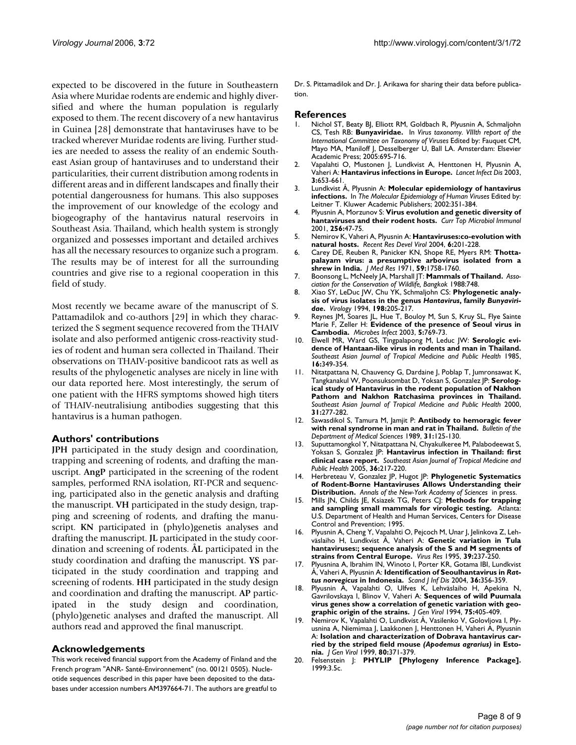expected to be discovered in the future in Southeastern Asia where Muridae rodents are endemic and highly diversified and where the human population is regularly exposed to them. The recent discovery of a new hantavirus in Guinea [28] demonstrate that hantaviruses have to be tracked wherever Muridae rodents are living. Further studies are needed to assess the reality of an endemic Southeast Asian group of hantaviruses and to understand their particularities, their current distribution among rodents in different areas and in different landscapes and finally their potential dangerousness for humans. This also supposes the improvement of our knowledge of the ecology and biogeography of the hantavirus natural reservoirs in Southeast Asia. Thailand, which health system is strongly organized and possesses important and detailed archives has all the necessary resources to organize such a program. The results may be of interest for all the surrounding countries and give rise to a regional cooperation in this field of study.

Most recently we became aware of the manuscript of S. Pattamadilok and co-authors [29] in which they characterized the S segment sequence recovered from the THAIV isolate and also performed antigenic cross-reactivity studies of rodent and human sera collected in Thailand. Their observations on THAIV-positive bandicoot rats as well as results of the phylogenetic analyses are nicely in line with our data reported here. Most interestingly, the serum of one patient with the HFRS symptoms showed high titers of THAIV-neutralisiung antibodies suggesting that this hantavirus is a human pathogen.

## Authors' contributions

**JPH** participated in the study design and coordination, trapping and screening of rodents, and drafting the manuscript. **AngP** participated in the screening of the rodent samples, performed RNA isolation, RT-PCR and sequencing, participated also in the genetic analysis and drafting the manuscript. **VH** participated in the study design, trapping and screening of rodents, and drafting the manuscript. **KN** participated in (phylo)genetis analyses and drafting the manuscript. **JL** participated in the study coordination and screening of rodents. **ÅL** participated in the study coordination and drafting the manuscript. **YS** participated in the study coordination and trapping and screening of rodents. **HH** participated in the study design and coordination and drafting the manuscript. **AP** participated in the study design and coordination, (phylo)genetic analyses and drafted the manuscript. All authors read and approved the final manuscript.

## Acknowledgements

This work received financial support from the Academy of Finland and the French program "ANR- Santé-Environnement" (no. 00121 0505). Nucleotide sequences described in this paper have been deposited to the databases under accession numbers AM397664-71. The authors are greatful to Dr. S. Pittamadilok and Dr. J. Arikawa for sharing their data before publication.

## References

1. Nichol ST, Beaty BJ, Elliott RM, Goldbach R, Plyusnin A, Schmaljohn CS, Tesh RB: **Bunyaviridae.** In *Virus taxonomy. VIIIth report of the International Committee on Taxonomy of Viruses* Edited by: Fauquet CM, Mayo MA, Maniloff J, Desselberger U, Ball LA. Amsterdam: Elsevier Academic Press; 2005:695-716.
2. Vapalahti O, Mustonen J, Lundkvist A, Henttonen H, Plyusnin A, Vaheri A: **Hantavirus infections in Europe.** *Lancet Infect Dis* 2003, **3:**653-661.
3. Lundkvist Å, Plyusnin A: **Molecular epidemiology of hantavirus infections.** In *The Molecular Epidemiology of Human Viruses* Edited by: Leitner T. Kluwer Academic Publishers; 2002:351-384.
4. Plyusnin A, Morzunov S: **Virus evolution and genetic diversity of hantaviruses and their rodent hosts.** *Curr Top Microbiol Immunol* 2001, **256:**47-75.
5. Nemirov K, Vaheri A, Plyusnin A: **Hantaviruses:co-evolution with natural hosts.** *Recent Res Devel Virol* 2004, **6:**201-228.
6. Carey DE, Reuben R, Panicker KN, Shope RE, Myers RM: **Thottapalayam virus: a presumptive arbovirus isolated from a shrew in India.** *J Med Res* 1971, **59:**1758-1760.
7. Boonsong L, McNeely JA, Marshall JT: **Mammals of Thailand.** *Association for the Conservation of Wildlife, Bangkok* 1988:748.
8. Xiao SY, LeDuc JW, Chu YK, Schmaljohn CS: **Phylogenetic analysis of virus isolates in the genus *Hantavirus*, family *Bunyaviridae*.** *Virology* 1994, **198:**205-217.
9. Reynes JM, Soares JL, Hue T, Bouloy M, Sun S, Kruy SL, Flye Sainte Marie F, Zeller H: **Evidence of the presence of Seoul virus in Cambodia.** *Microbes Infect* 2003, **5:**769-73.
10. Elwell MR, Ward GS, Tingpalapong M, Leduc JW: **Serologic evidence of Hantaan-like virus in rodents and man in Thailand.** *Southeast Asian Journal of Tropical Medicine and Public Health* 1985, **16:**349-354.
11. Nitatpattana N, Chauvency G, Dardaine J, Poblap T, Jumronsawat K, Tangkanakul W, Poonsuksombat D, Yoksan S, Gonzalez JP: **Serological study of Hantavirus in the rodent population of Nakhon Pathom and Nakhon Ratchasima provinces in Thailand.** *Southeast Asian Journal of Tropical Medicine and Public Health* 2000, **31:**277-282.
12. Sawasdikol S, Tamura M, Jamjit P: **Antibody to hemoragic fever with renal syndrome in man and rat in Thailand.** *Bulletin of the Department of Medical Sciences* 1989, **31:**125-130.
13. Suputtamongkol Y, Nitatpattana N, Chyakulkeree M, Palabodeewat S, Yoksan S, Gonzalez JP: **Hantavirus infection in Thailand: first clinical case report.** *Southeast Asian Journal of Tropical Medicine and Public Health* 2005, **36:**217-220.
14. Herbreteau V, Gonzalez JP, Hugot JP: **Phylogenetic Systematics of Rodent-Borne Hantaviruses Allows Understanding their Distribution.** *Annals of the New-York Academy of Sciences* in press.
15. Mills JN, Childs JE, Ksiazek TG, Peters CJ: **Methods for trapping and sampling small mammals for virologic testing.** Atlanta: U.S. Department of Health and Human Services, Centers for Disease Control and Prevention; 1995.
16. Plyusnin A, Cheng Y, Vapalahti O, Pejcoch M, Unar J, Jelinkova Z, Lehväslaiho H, Lundkvist Å, Vaheri A: **Genetic variation in Tula hantaviruses:; sequence analysis of the S and M segments of strains from Central Europe.** *Virus Res* 1995, **39:**237-250.
17. Plyusnina A, Ibrahim IN, Winoto I, Porter KR, Gotama IBI, Lundkvist Å, Vaheri A, Plyusnin A: **Identification of Seoulhantavirus in *Rattus norvegicus* in Indonesia.** *Scand J Inf Dis* 2004, **36:**356-359.
18. Plyusnin A, Vapalahti O, Ulfves K, Lehväslaiho H, Apekina N, Gavrilovskaya I, Blinov V, Vaheri A: **Sequences of wild Puumala virus genes show a correlation of genetic variation with geographic origin of the strains.** *J Gen Virol* 1994, **75:**405-409.
19. Nemirov K, Vapalahti O, Lundkvist Å, Vasilenko V, Golovljova I, Plyusnina A, Niemimaa J, Laakkonen J, Henttonen H, Vaheri A, Plyusnin A: **Isolation and characterization of Dobrava hantavirus carried by the striped field mouse *(Apodemus agrarius)* in Estonia.** *J Gen Virol* 1999, **80:**371-379.
20. Felsenstein J: **PHYLIP [Phylogeny Inference Package].** 1999:3.5c.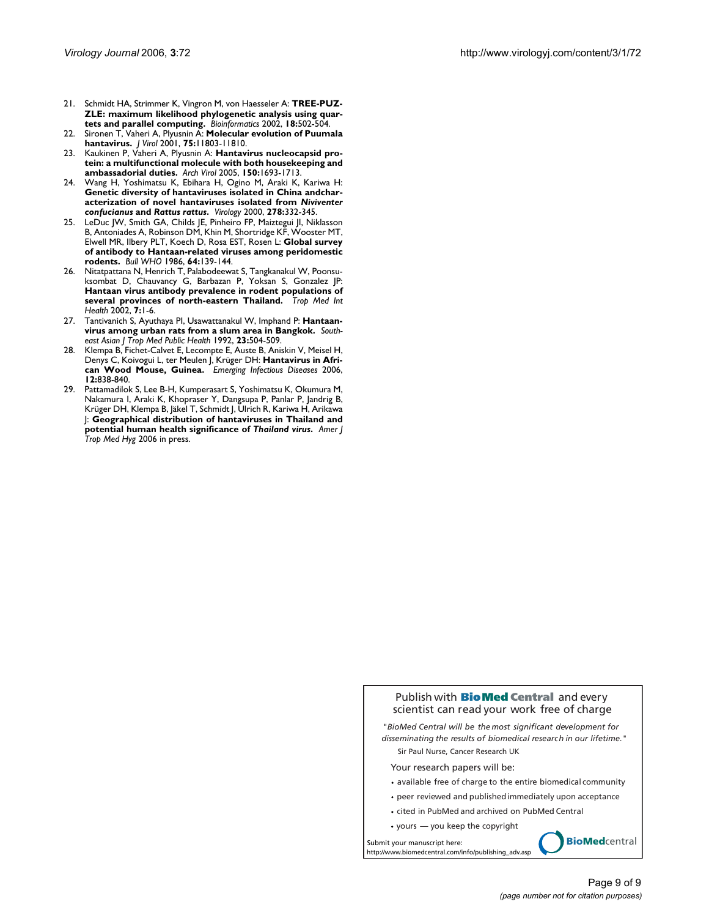21. Schmidt HA, Strimmer K, Vingron M, von Haesseler A: **TREE-PUZZLE: maximum likelihood phylogenetic analysis using quartets and parallel computing.** *Bioinformatics* 2002, **18:**502-504.
22. Sironen T, Vaheri A, Plyusnin A: **Molecular evolution of Puumala hantavirus.** *J Virol* 2001, **75:**11803-11810.
23. Kaukinen P, Vaheri A, Plyusnin A: **Hantavirus nucleocapsid protein: a multifunctional molecule with both housekeeping and ambassadorial duties.** *Arch Virol* 2005, **150:**1693-1713.
24. Wang H, Yoshimatsu K, Ebihara H, Ogino M, Araki K, Kariwa H: **Genetic diversity of hantaviruses isolated in China andcharacterization of novel hantaviruses isolated from *Niviventer confucianus* and *Rattus rattus*.** *Virology* 2000, **278:**332-345.
25. LeDuc JW, Smith GA, Childs JE, Pinheiro FP, Maiztegui JI, Niklasson B, Antoniades A, Robinson DM, Khin M, Shortridge KF, Wooster MT, Elwell MR, Ilbery PLT, Koech D, Rosa EST, Rosen L: **Global survey of antibody to Hantaan-related viruses among peridomestic rodents.** *Bull WHO* 1986, **64:**139-144.
26. Nitatpattana N, Henrich T, Palabodeewat S, Tangkanakul W, Poonsuksombat D, Chauvancy G, Barbazan P, Yoksan S, Gonzalez JP: **Hantaan virus antibody prevalence in rodent populations of several provinces of north-eastern Thailand.** *Trop Med Int Health* 2002, **7:**1-6.
27. Tantivanich S, Ayuthaya PI, Usawattanakul W, Imphand P: **Hantaanvirus among urban rats from a slum area in Bangkok.** *Southeast Asian J Trop Med Public Health* 1992, **23:**504-509.
28. Klempa B, Fichet-Calvet E, Lecompte E, Auste B, Aniskin V, Meisel H, Denys C, Koivogui L, ter Meulen J, Krüger DH: **Hantavirus in African Wood Mouse, Guinea.** *Emerging Infectious Diseases* 2006, **12:**838-840.
29. Pattamadilok S, Lee B-H, Kumperasart S, Yoshimatsu K, Okumura M, Nakamura I, Araki K, Khopraser Y, Dangsupa P, Panlar P, Jandrig B, Krüger DH, Klempa B, Jäkel T, Schmidt J, Ulrich R, Kariwa H, Arikawa J: **Geographical distribution of hantaviruses in Thailand and potential human health significance of *Thailand virus*.** *Amer J Trop Med Hyg* 2006 in press.